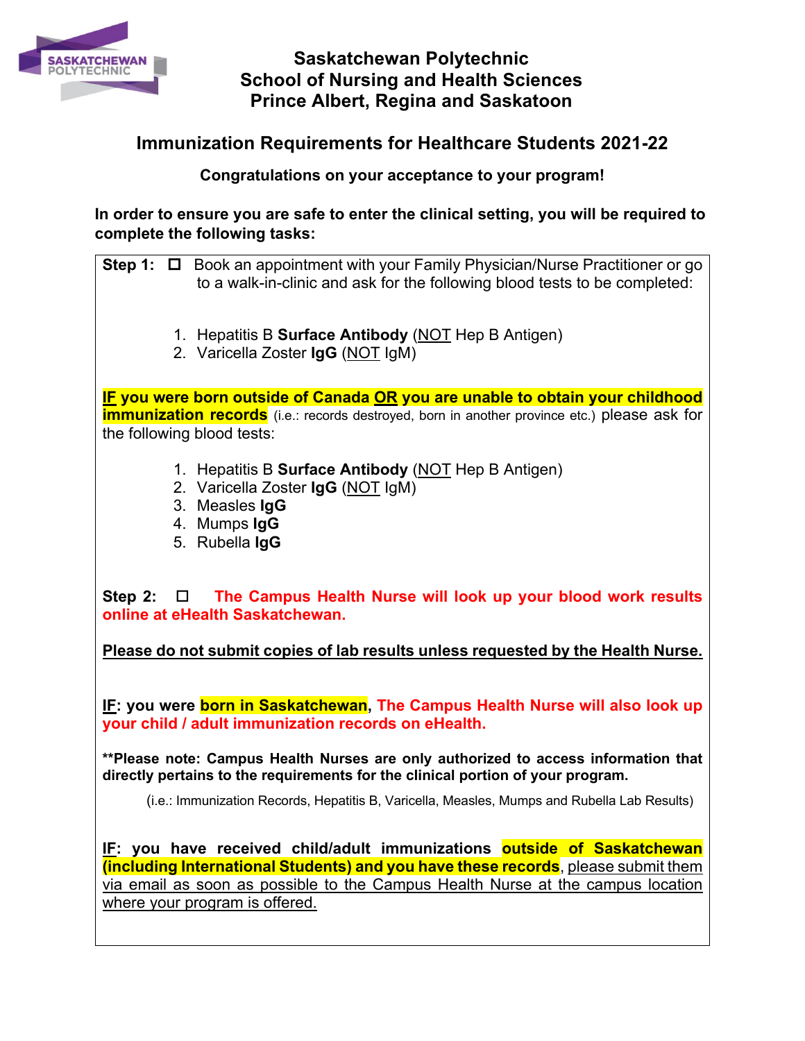# Saskatchewan Polytechnic
## School of Nursing and Health Sciences
## Prince Albert, Regina and Saskatoon

## Immunization Requirements for Healthcare Students 2021-22

**Congratulations on your acceptance to your program!**

**In order to ensure you are safe to enter the clinical setting, you will be required to complete the following tasks:**

**Step 1:** ☐ Book an appointment with your Family Physician/Nurse Practitioner or go to a walk-in-clinic and ask for the following blood tests to be completed:

1. Hepatitis B **Surface Antibody** (NOT Hep B Antigen)
2. Varicella Zoster **IgG** (NOT IgM)

**IF you were born outside of Canada OR you are unable to obtain your childhood immunization records** (i.e.: records destroyed, born in another province etc.) please ask for the following blood tests:

1. Hepatitis B **Surface Antibody** (NOT Hep B Antigen)
2. Varicella Zoster **IgG** (NOT IgM)
3. Measles **IgG**
4. Mumps **IgG**
5. Rubella **IgG**

**Step 2:** ☐ **The Campus Health Nurse will look up your blood work results online at eHealth Saskatchewan.**

**Please do not submit copies of lab results unless requested by the Health Nurse.**

**IF: you were born in Saskatchewan, The Campus Health Nurse will also look up your child / adult immunization records on eHealth.**

**\*\*Please note: Campus Health Nurses are only authorized to access information that directly pertains to the requirements for the clinical portion of your program.**

(i.e.: Immunization Records, Hepatitis B, Varicella, Measles, Mumps and Rubella Lab Results)

**IF: you have received child/adult immunizations outside of Saskatchewan (including International Students) and you have these records**, please submit them via email as soon as possible to the Campus Health Nurse at the campus location where your program is offered.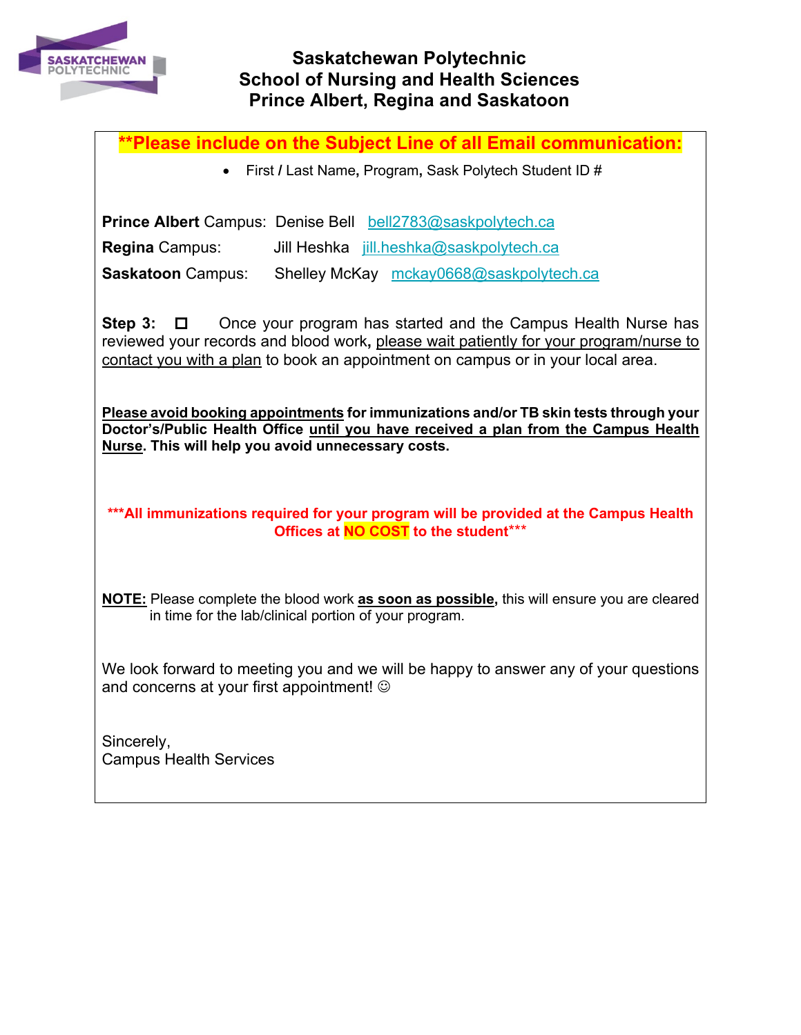# Saskatchewan Polytechnic
## School of Nursing and Health Sciences
## Prince Albert, Regina and Saskatoon

**\*\*Please include on the Subject Line of all Email communication:**

- First / Last Name, Program, Sask Polytech Student ID #

**Prince Albert** Campus: Denise Bell bell2783@saskpolytech.ca

**Regina** Campus: Jill Heshka jill.heshka@saskpolytech.ca

**Saskatoon** Campus: Shelley McKay mckay0668@saskpolytech.ca

**Step 3:** ☐ Once your program has started and the Campus Health Nurse has reviewed your records and blood work, please wait patiently for your program/nurse to contact you with a plan to book an appointment on campus or in your local area.

**Please avoid booking appointments for immunizations and/or TB skin tests through your Doctor's/Public Health Office until you have received a plan from the Campus Health Nurse. This will help you avoid unnecessary costs.**

**\*\*\*All immunizations required for your program will be provided at the Campus Health Offices at NO COST to the student\*\*\***

**NOTE:** Please complete the blood work **as soon as possible**, this will ensure you are cleared in time for the lab/clinical portion of your program.

We look forward to meeting you and we will be happy to answer any of your questions and concerns at your first appointment! ☺

Sincerely,
Campus Health Services